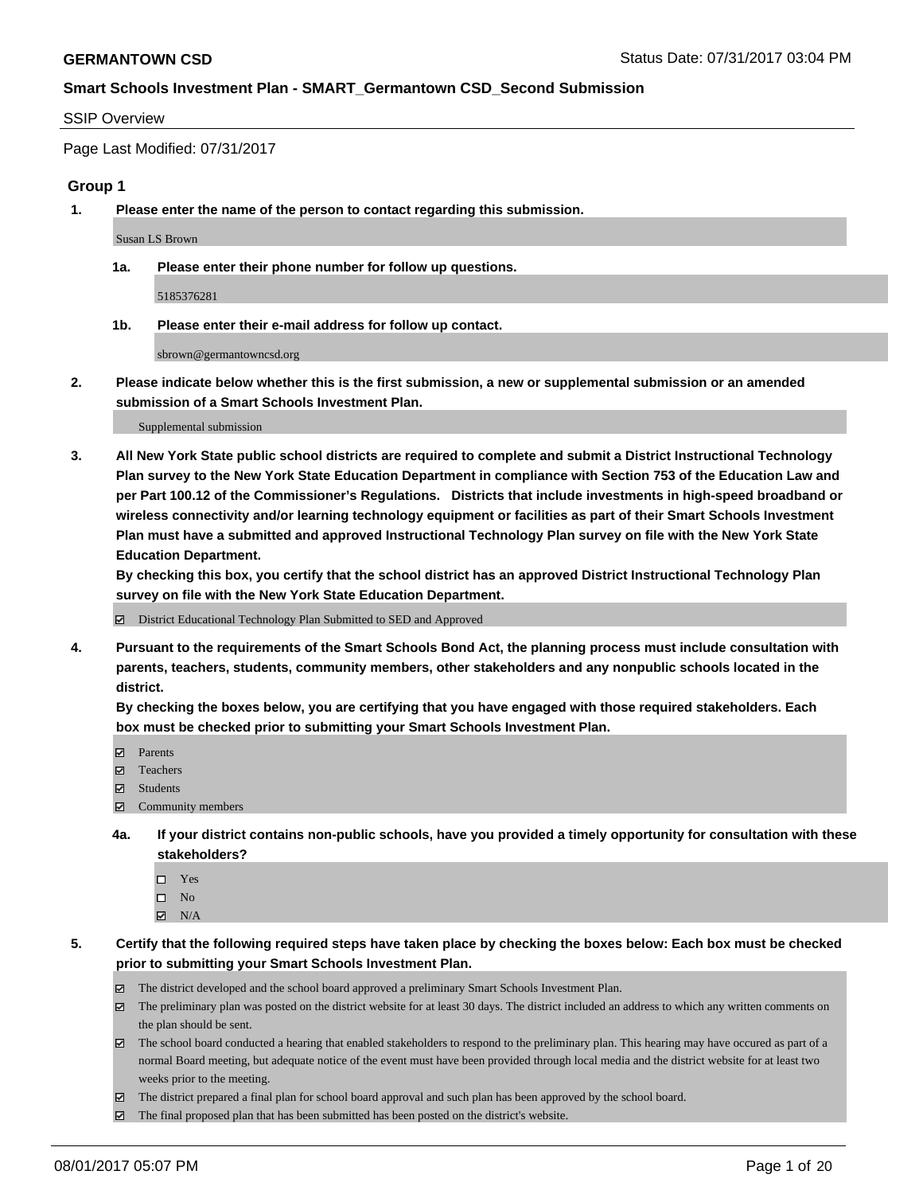**GERMANTOWN CSD** Status Date: 07/31/2017 03:04 PM

**Smart Schools Investment Plan - SMART_Germantown CSD_Second Submission**

SSIP Overview

Page Last Modified: 07/31/2017

### Group 1

**1. Please enter the name of the person to contact regarding this submission.**

Susan LS Brown

**1a. Please enter their phone number for follow up questions.**

5185376281

**1b. Please enter their e-mail address for follow up contact.**

sbrown@germantowncsd.org

**2. Please indicate below whether this is the first submission, a new or supplemental submission or an amended submission of a Smart Schools Investment Plan.**

Supplemental submission

**3. All New York State public school districts are required to complete and submit a District Instructional Technology Plan survey to the New York State Education Department in compliance with Section 753 of the Education Law and per Part 100.12 of the Commissioner's Regulations. Districts that include investments in high-speed broadband or wireless connectivity and/or learning technology equipment or facilities as part of their Smart Schools Investment Plan must have a submitted and approved Instructional Technology Plan survey on file with the New York State Education Department.**
**By checking this box, you certify that the school district has an approved District Instructional Technology Plan survey on file with the New York State Education Department.**

☑ District Educational Technology Plan Submitted to SED and Approved

**4. Pursuant to the requirements of the Smart Schools Bond Act, the planning process must include consultation with parents, teachers, students, community members, other stakeholders and any nonpublic schools located in the district.**
**By checking the boxes below, you are certifying that you have engaged with those required stakeholders. Each box must be checked prior to submitting your Smart Schools Investment Plan.**

☑ Parents
☑ Teachers
☑ Students
☑ Community members

**4a. If your district contains non-public schools, have you provided a timely opportunity for consultation with these stakeholders?**

☐ Yes
☐ No
☑ N/A

**5. Certify that the following required steps have taken place by checking the boxes below: Each box must be checked prior to submitting your Smart Schools Investment Plan.**

☑ The district developed and the school board approved a preliminary Smart Schools Investment Plan.
☑ The preliminary plan was posted on the district website for at least 30 days. The district included an address to which any written comments on the plan should be sent.
☑ The school board conducted a hearing that enabled stakeholders to respond to the preliminary plan. This hearing may have occured as part of a normal Board meeting, but adequate notice of the event must have been provided through local media and the district website for at least two weeks prior to the meeting.
☑ The district prepared a final plan for school board approval and such plan has been approved by the school board.
☑ The final proposed plan that has been submitted has been posted on the district's website.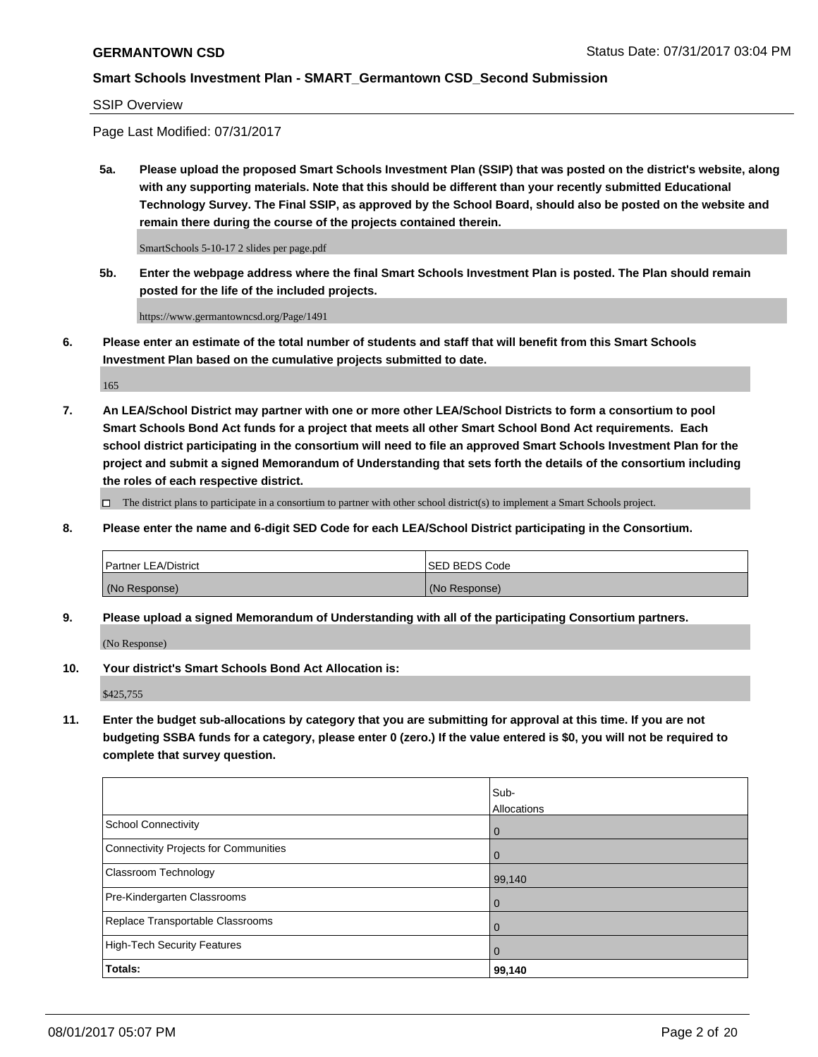SSIP Overview

Page Last Modified: 07/31/2017

**5a. Please upload the proposed Smart Schools Investment Plan (SSIP) that was posted on the district's website, along with any supporting materials. Note that this should be different than your recently submitted Educational Technology Survey. The Final SSIP, as approved by the School Board, should also be posted on the website and remain there during the course of the projects contained therein.**

SmartSchools 5-10-17 2 slides per page.pdf

**5b. Enter the webpage address where the final Smart Schools Investment Plan is posted. The Plan should remain posted for the life of the included projects.**

https://www.germantowncsd.org/Page/1491

**6. Please enter an estimate of the total number of students and staff that will benefit from this Smart Schools Investment Plan based on the cumulative projects submitted to date.**

165

**7. An LEA/School District may partner with one or more other LEA/School Districts to form a consortium to pool Smart Schools Bond Act funds for a project that meets all other Smart School Bond Act requirements. Each school district participating in the consortium will need to file an approved Smart Schools Investment Plan for the project and submit a signed Memorandum of Understanding that sets forth the details of the consortium including the roles of each respective district.**

☐ The district plans to participate in a consortium to partner with other school district(s) to implement a Smart Schools project.

**8. Please enter the name and 6-digit SED Code for each LEA/School District participating in the Consortium.**

| Partner LEA/District | SED BEDS Code |
| --- | --- |
| (No Response) | (No Response) |

**9. Please upload a signed Memorandum of Understanding with all of the participating Consortium partners.**

(No Response)

**10. Your district's Smart Schools Bond Act Allocation is:**

$425,755

**11. Enter the budget sub-allocations by category that you are submitting for approval at this time. If you are not budgeting SSBA funds for a category, please enter 0 (zero.) If the value entered is $0, you will not be required to complete that survey question.**

| | Sub-Allocations |
| --- | --- |
| School Connectivity | 0 |
| Connectivity Projects for Communities | 0 |
| Classroom Technology | 99,140 |
| Pre-Kindergarten Classrooms | 0 |
| Replace Transportable Classrooms | 0 |
| High-Tech Security Features | 0 |
| **Totals:** | **99,140** |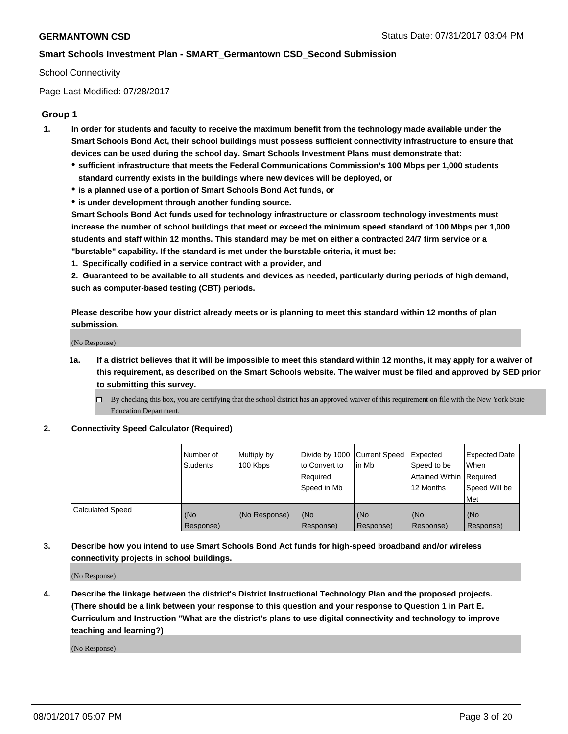**GERMANTOWN CSD** Status Date: 07/31/2017 03:04 PM

**Smart Schools Investment Plan - SMART_Germantown CSD_Second Submission**

School Connectivity

Page Last Modified: 07/28/2017

## Group 1

**1. In order for students and faculty to receive the maximum benefit from the technology made available under the Smart Schools Bond Act, their school buildings must possess sufficient connectivity infrastructure to ensure that devices can be used during the school day. Smart Schools Investment Plans must demonstrate that:**

- **sufficient infrastructure that meets the Federal Communications Commission's 100 Mbps per 1,000 students standard currently exists in the buildings where new devices will be deployed, or**
- **is a planned use of a portion of Smart Schools Bond Act funds, or**
- **is under development through another funding source.**

**Smart Schools Bond Act funds used for technology infrastructure or classroom technology investments must increase the number of school buildings that meet or exceed the minimum speed standard of 100 Mbps per 1,000 students and staff within 12 months. This standard may be met on either a contracted 24/7 firm service or a "burstable" capability. If the standard is met under the burstable criteria, it must be:**

**1. Specifically codified in a service contract with a provider, and**

**2. Guaranteed to be available to all students and devices as needed, particularly during periods of high demand, such as computer-based testing (CBT) periods.**

**Please describe how your district already meets or is planning to meet this standard within 12 months of plan submission.**

(No Response)

**1a. If a district believes that it will be impossible to meet this standard within 12 months, it may apply for a waiver of this requirement, as described on the Smart Schools website. The waiver must be filed and approved by SED prior to submitting this survey.**

☐ By checking this box, you are certifying that the school district has an approved waiver of this requirement on file with the New York State Education Department.

**2. Connectivity Speed Calculator (Required)**

| | Number of Students | Multiply by 100 Kbps | Divide by 1000 to Convert to Required Speed in Mb | Current Speed in Mb | Expected Speed to be Attained Within 12 Months | Expected Date When Required Speed Will be Met |
|---|---|---|---|---|---|---|
| Calculated Speed | (No Response) | (No Response) | (No Response) | (No Response) | (No Response) | (No Response) |

**3. Describe how you intend to use Smart Schools Bond Act funds for high-speed broadband and/or wireless connectivity projects in school buildings.**

(No Response)

**4. Describe the linkage between the district's District Instructional Technology Plan and the proposed projects. (There should be a link between your response to this question and your response to Question 1 in Part E. Curriculum and Instruction "What are the district's plans to use digital connectivity and technology to improve teaching and learning?)**

(No Response)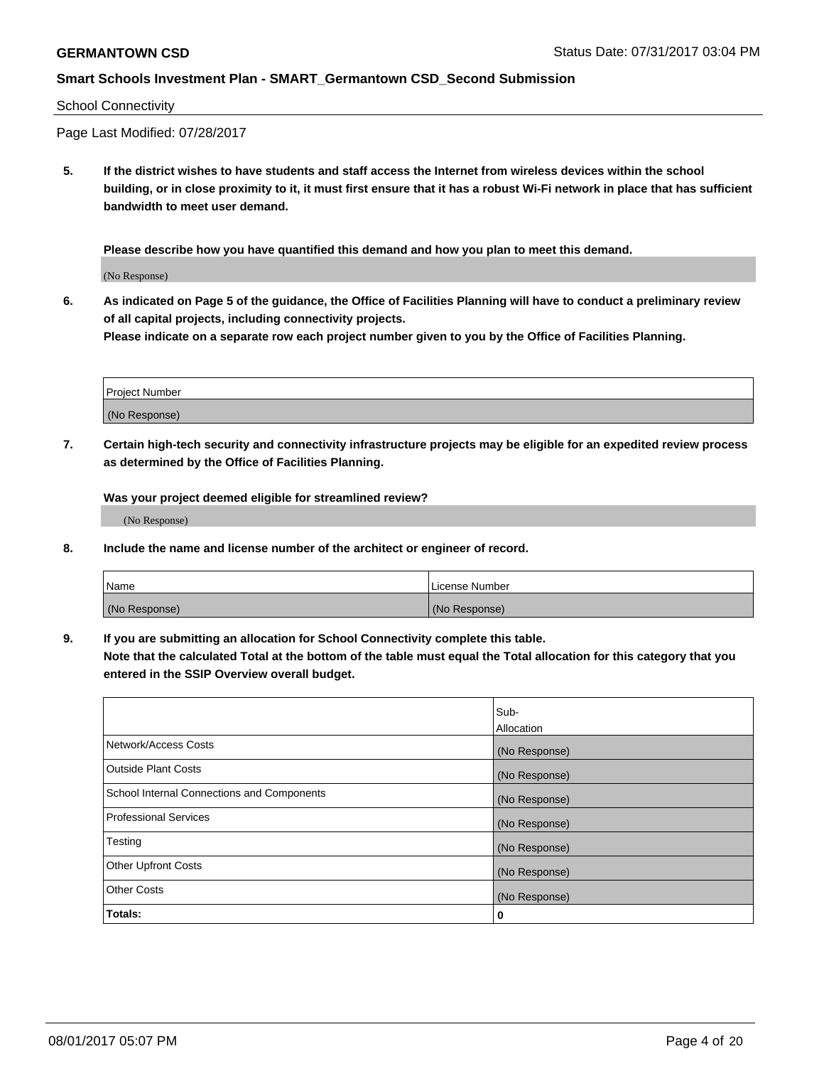School Connectivity

Page Last Modified: 07/28/2017

**5. If the district wishes to have students and staff access the Internet from wireless devices within the school building, or in close proximity to it, it must first ensure that it has a robust Wi-Fi network in place that has sufficient bandwidth to meet user demand.**

**Please describe how you have quantified this demand and how you plan to meet this demand.**

(No Response)

**6. As indicated on Page 5 of the guidance, the Office of Facilities Planning will have to conduct a preliminary review of all capital projects, including connectivity projects.**
**Please indicate on a separate row each project number given to you by the Office of Facilities Planning.**

| Project Number |
| --- |
| (No Response) |

**7. Certain high-tech security and connectivity infrastructure projects may be eligible for an expedited review process as determined by the Office of Facilities Planning.**

**Was your project deemed eligible for streamlined review?**

(No Response)

**8. Include the name and license number of the architect or engineer of record.**

| Name | License Number |
| --- | --- |
| (No Response) | (No Response) |

**9. If you are submitting an allocation for School Connectivity complete this table.**
**Note that the calculated Total at the bottom of the table must equal the Total allocation for this category that you entered in the SSIP Overview overall budget.**

| | Sub-Allocation |
| --- | --- |
| Network/Access Costs | (No Response) |
| Outside Plant Costs | (No Response) |
| School Internal Connections and Components | (No Response) |
| Professional Services | (No Response) |
| Testing | (No Response) |
| Other Upfront Costs | (No Response) |
| Other Costs | (No Response) |
| **Totals:** | **0** |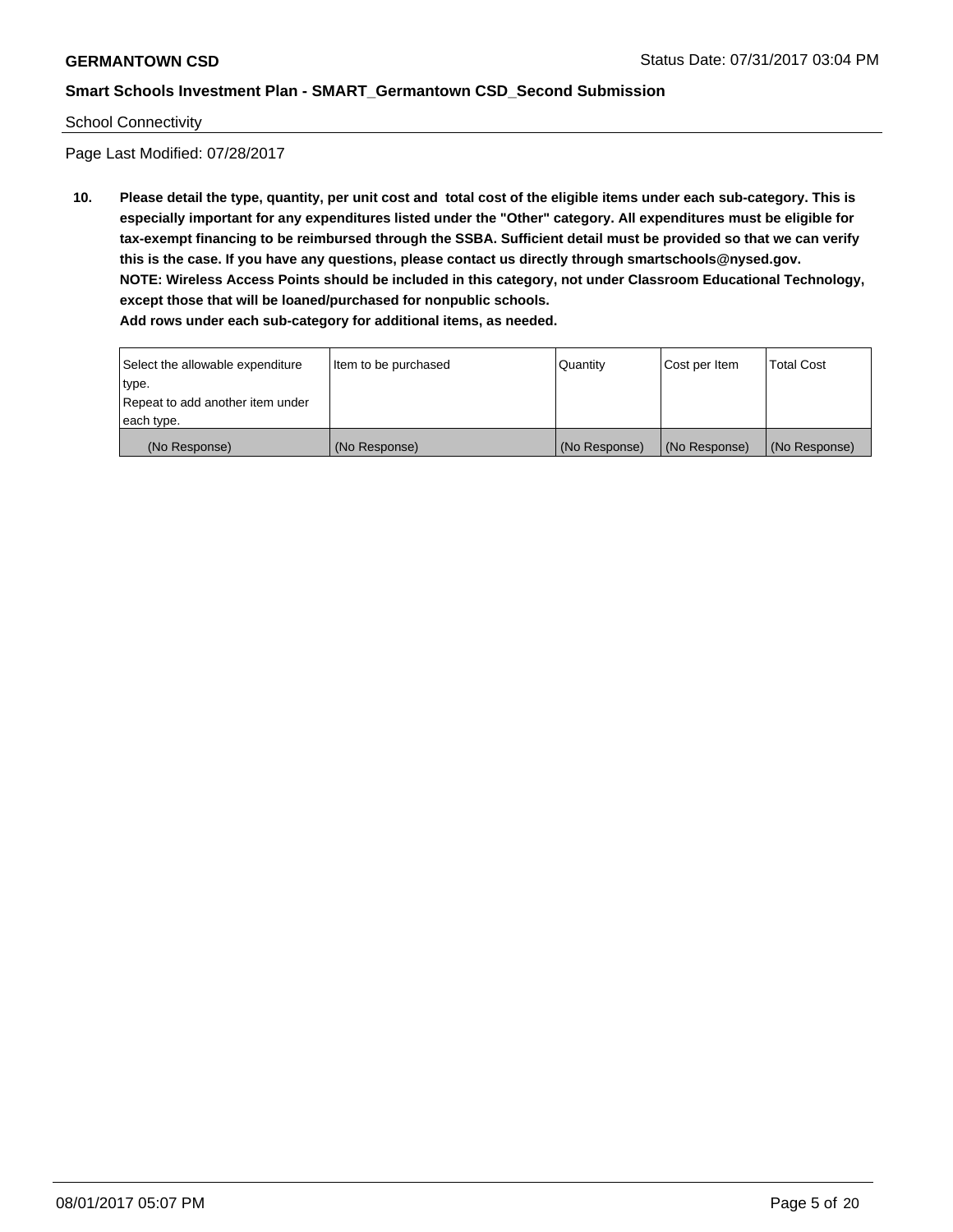School Connectivity

Page Last Modified: 07/28/2017

**10. Please detail the type, quantity, per unit cost and total cost of the eligible items under each sub-category. This is especially important for any expenditures listed under the "Other" category. All expenditures must be eligible for tax-exempt financing to be reimbursed through the SSBA. Sufficient detail must be provided so that we can verify this is the case. If you have any questions, please contact us directly through smartschools@nysed.gov.**
**NOTE: Wireless Access Points should be included in this category, not under Classroom Educational Technology, except those that will be loaned/purchased for nonpublic schools.**
**Add rows under each sub-category for additional items, as needed.**

| Select the allowable expenditure type. Repeat to add another item under each type. | Item to be purchased | Quantity | Cost per Item | Total Cost |
| --- | --- | --- | --- | --- |
| (No Response) | (No Response) | (No Response) | (No Response) | (No Response) |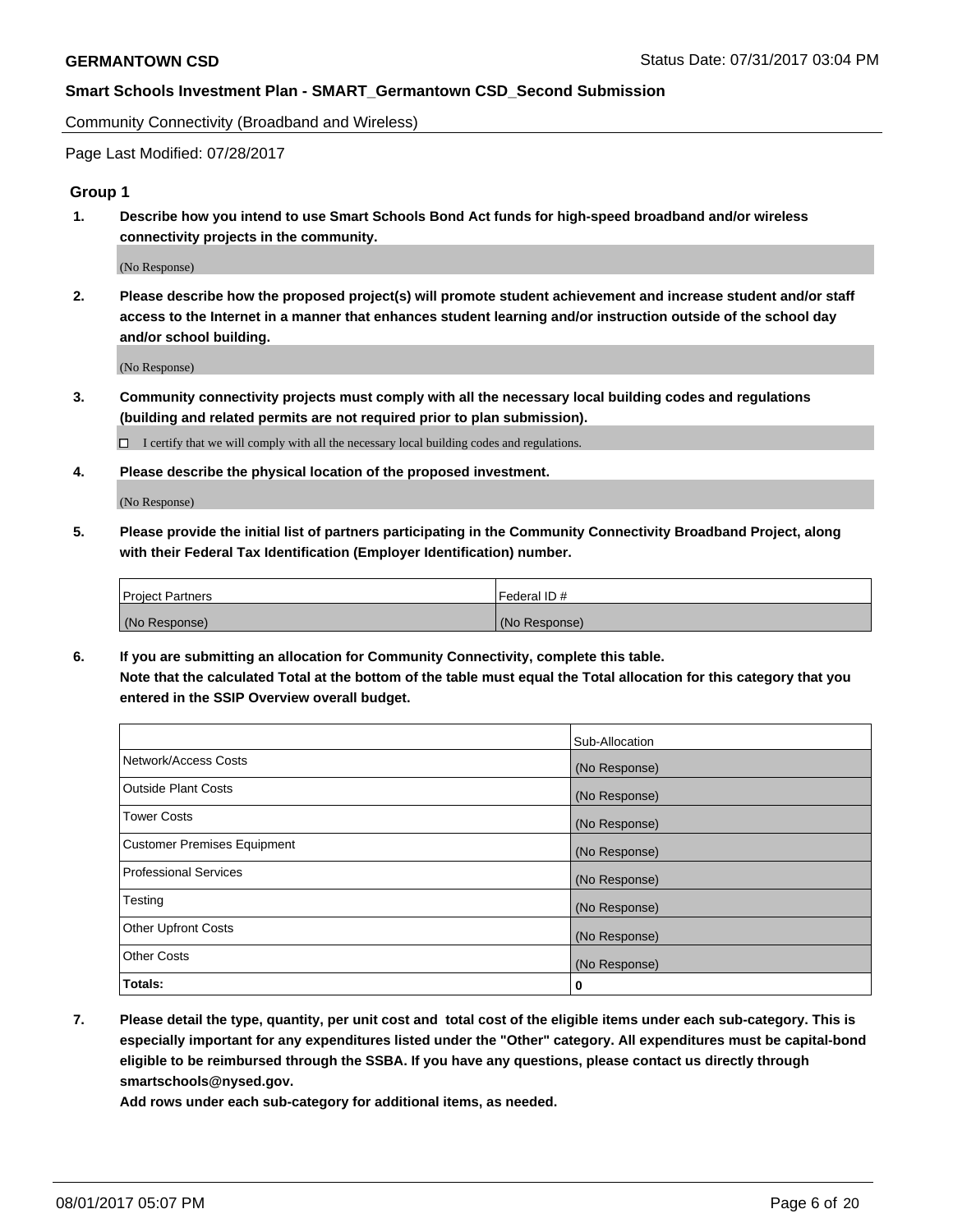Community Connectivity (Broadband and Wireless)

Page Last Modified: 07/28/2017

## Group 1

**1. Describe how you intend to use Smart Schools Bond Act funds for high-speed broadband and/or wireless connectivity projects in the community.**

(No Response)

**2. Please describe how the proposed project(s) will promote student achievement and increase student and/or staff access to the Internet in a manner that enhances student learning and/or instruction outside of the school day and/or school building.**

(No Response)

**3. Community connectivity projects must comply with all the necessary local building codes and regulations (building and related permits are not required prior to plan submission).**

☐ I certify that we will comply with all the necessary local building codes and regulations.

**4. Please describe the physical location of the proposed investment.**

(No Response)

**5. Please provide the initial list of partners participating in the Community Connectivity Broadband Project, along with their Federal Tax Identification (Employer Identification) number.**

| Project Partners | Federal ID # |
|---|---|
| (No Response) | (No Response) |

**6. If you are submitting an allocation for Community Connectivity, complete this table.**
**Note that the calculated Total at the bottom of the table must equal the Total allocation for this category that you entered in the SSIP Overview overall budget.**

| | Sub-Allocation |
|---|---|
| Network/Access Costs | (No Response) |
| Outside Plant Costs | (No Response) |
| Tower Costs | (No Response) |
| Customer Premises Equipment | (No Response) |
| Professional Services | (No Response) |
| Testing | (No Response) |
| Other Upfront Costs | (No Response) |
| Other Costs | (No Response) |
| **Totals:** | **0** |

**7. Please detail the type, quantity, per unit cost and total cost of the eligible items under each sub-category. This is especially important for any expenditures listed under the "Other" category. All expenditures must be capital-bond eligible to be reimbursed through the SSBA. If you have any questions, please contact us directly through smartschools@nysed.gov.**
**Add rows under each sub-category for additional items, as needed.**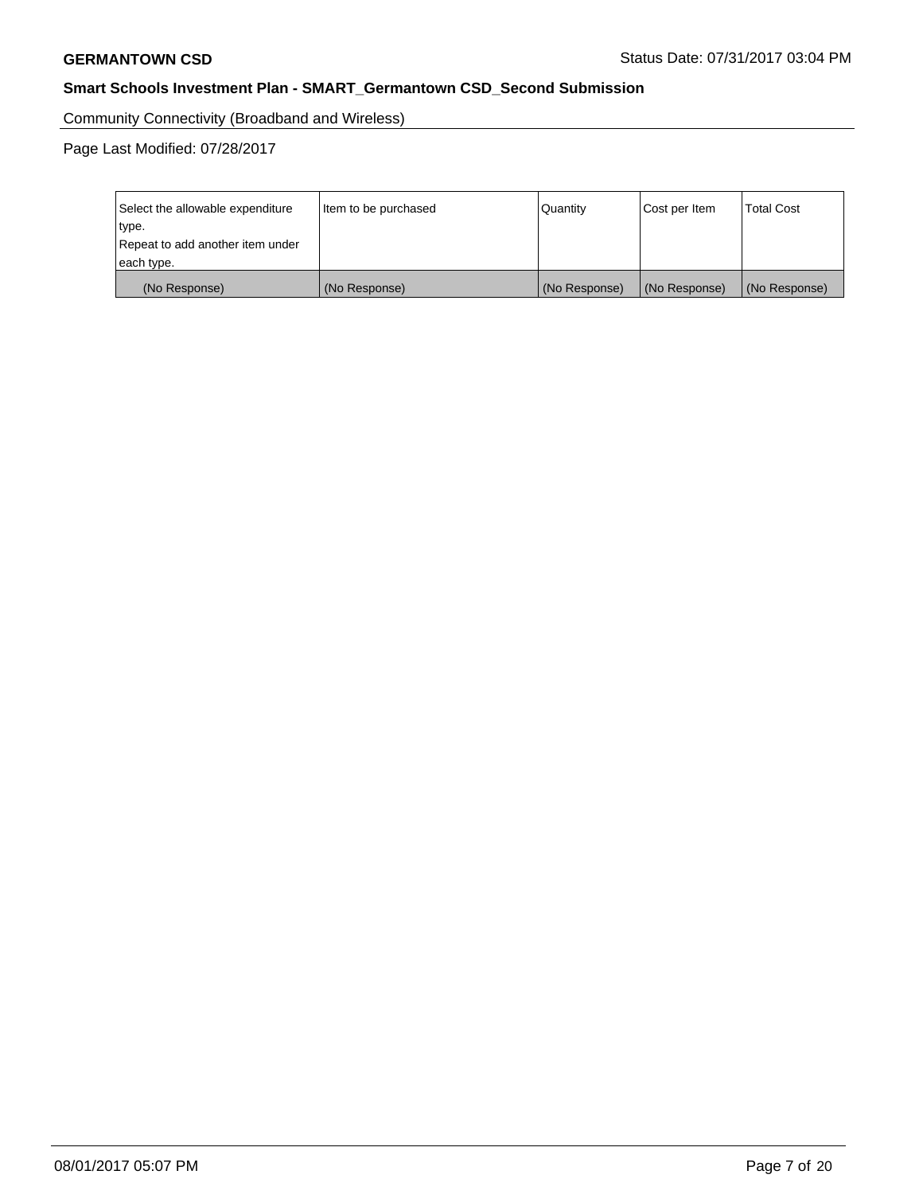Community Connectivity (Broadband and Wireless)

Page Last Modified: 07/28/2017

| Select the allowable expenditure type.<br>Repeat to add another item under each type. | Item to be purchased | Quantity | Cost per Item | Total Cost |
|---|---|---|---|---|
| (No Response) | (No Response) | (No Response) | (No Response) | (No Response) |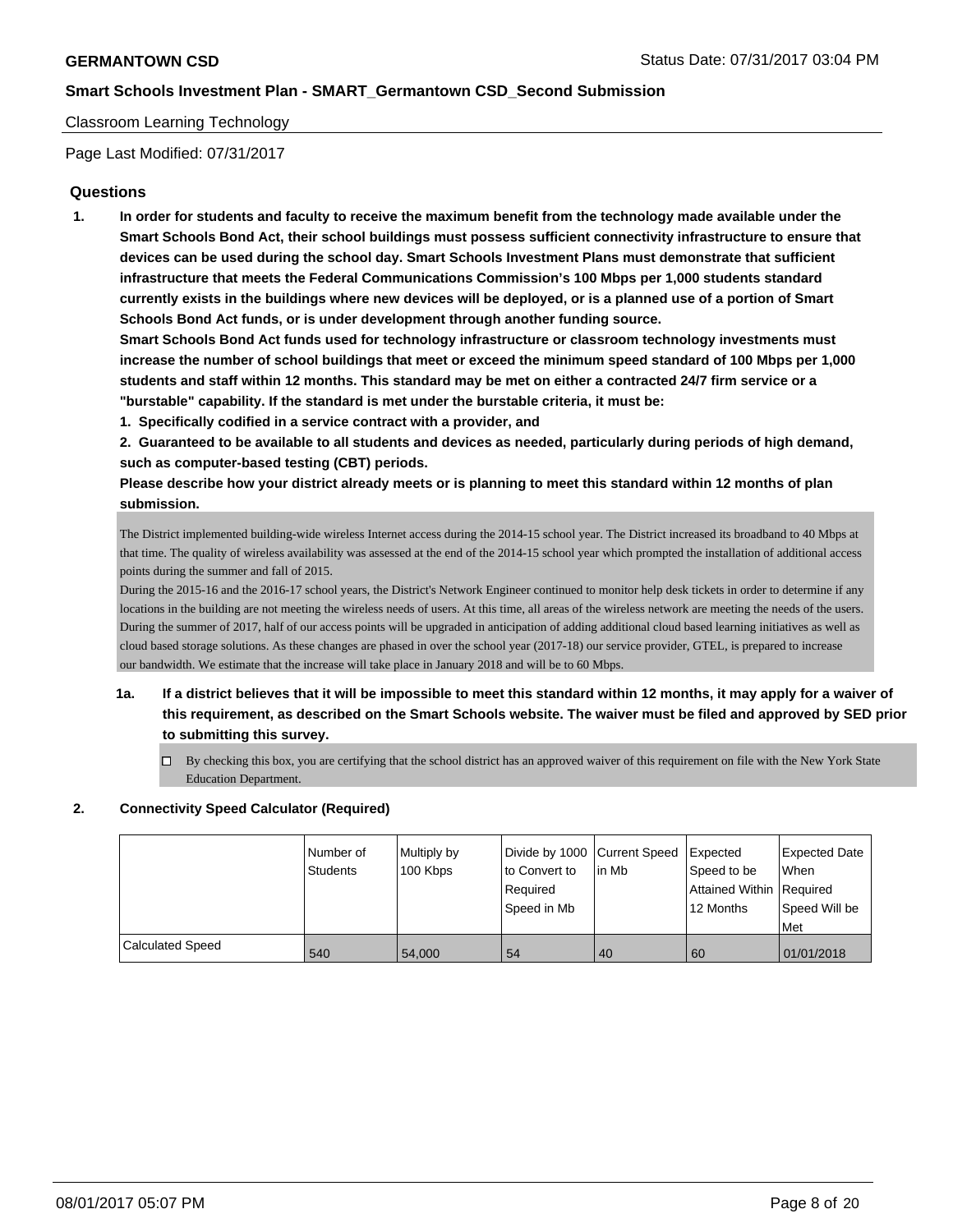Classroom Learning Technology

Page Last Modified: 07/31/2017

## Questions

1. **In order for students and faculty to receive the maximum benefit from the technology made available under the Smart Schools Bond Act, their school buildings must possess sufficient connectivity infrastructure to ensure that devices can be used during the school day. Smart Schools Investment Plans must demonstrate that sufficient infrastructure that meets the Federal Communications Commission's 100 Mbps per 1,000 students standard currently exists in the buildings where new devices will be deployed, or is a planned use of a portion of Smart Schools Bond Act funds, or is under development through another funding source.**
   **Smart Schools Bond Act funds used for technology infrastructure or classroom technology investments must increase the number of school buildings that meet or exceed the minimum speed standard of 100 Mbps per 1,000 students and staff within 12 months. This standard may be met on either a contracted 24/7 firm service or a "burstable" capability. If the standard is met under the burstable criteria, it must be:**
   **1. Specifically codified in a service contract with a provider, and**
   **2. Guaranteed to be available to all students and devices as needed, particularly during periods of high demand, such as computer-based testing (CBT) periods.**
   **Please describe how your district already meets or is planning to meet this standard within 12 months of plan submission.**

The District implemented building-wide wireless Internet access during the 2014-15 school year. The District increased its broadband to 40 Mbps at that time. The quality of wireless availability was assessed at the end of the 2014-15 school year which prompted the installation of additional access points during the summer and fall of 2015.
During the 2015-16 and the 2016-17 school years, the District's Network Engineer continued to monitor help desk tickets in order to determine if any locations in the building are not meeting the wireless needs of users. At this time, all areas of the wireless network are meeting the needs of the users. During the summer of 2017, half of our access points will be upgraded in anticipation of adding additional cloud based learning initiatives as well as cloud based storage solutions. As these changes are phased in over the school year (2017-18) our service provider, GTEL, is prepared to increase our bandwidth. We estimate that the increase will take place in January 2018 and will be to 60 Mbps.

1a. **If a district believes that it will be impossible to meet this standard within 12 months, it may apply for a waiver of this requirement, as described on the Smart Schools website. The waiver must be filed and approved by SED prior to submitting this survey.**

☐ By checking this box, you are certifying that the school district has an approved waiver of this requirement on file with the New York State Education Department.

2. **Connectivity Speed Calculator (Required)**

| | Number of Students | Multiply by 100 Kbps | Divide by 1000 to Convert to Required Speed in Mb | Current Speed in Mb | Expected Speed to be Attained Within 12 Months | Expected Date When Required Speed Will be Met |
|---|---|---|---|---|---|---|
| Calculated Speed | 540 | 54,000 | 54 | 40 | 60 | 01/01/2018 |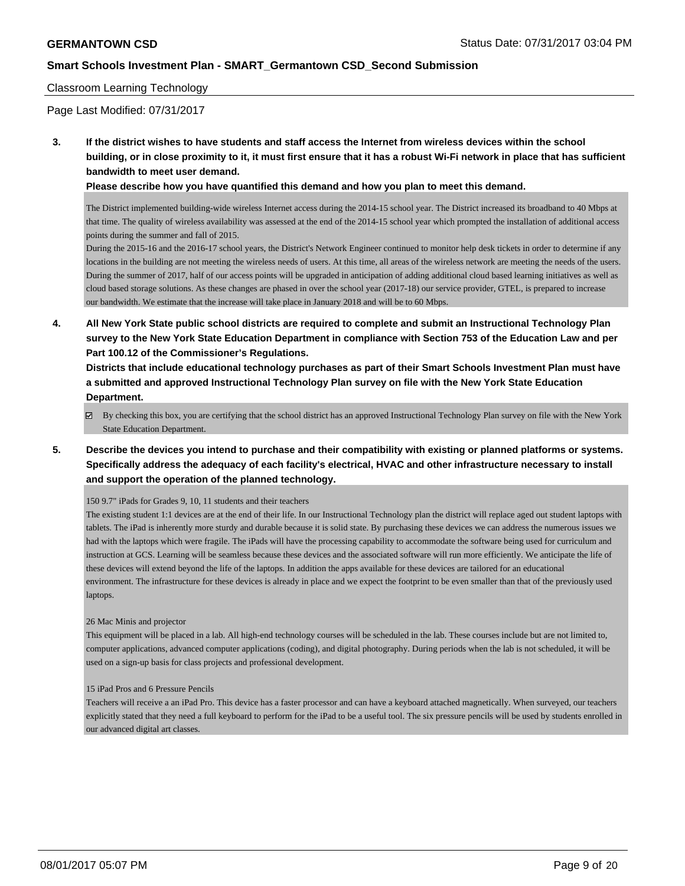Classroom Learning Technology

Page Last Modified: 07/31/2017

**3. If the district wishes to have students and staff access the Internet from wireless devices within the school building, or in close proximity to it, it must first ensure that it has a robust Wi-Fi network in place that has sufficient bandwidth to meet user demand.**

**Please describe how you have quantified this demand and how you plan to meet this demand.**

The District implemented building-wide wireless Internet access during the 2014-15 school year. The District increased its broadband to 40 Mbps at that time. The quality of wireless availability was assessed at the end of the 2014-15 school year which prompted the installation of additional access points during the summer and fall of 2015.
During the 2015-16 and the 2016-17 school years, the District's Network Engineer continued to monitor help desk tickets in order to determine if any locations in the building are not meeting the wireless needs of users. At this time, all areas of the wireless network are meeting the needs of the users. During the summer of 2017, half of our access points will be upgraded in anticipation of adding additional cloud based learning initiatives as well as cloud based storage solutions. As these changes are phased in over the school year (2017-18) our service provider, GTEL, is prepared to increase our bandwidth. We estimate that the increase will take place in January 2018 and will be to 60 Mbps.

**4. All New York State public school districts are required to complete and submit an Instructional Technology Plan survey to the New York State Education Department in compliance with Section 753 of the Education Law and per Part 100.12 of the Commissioner's Regulations.**

**Districts that include educational technology purchases as part of their Smart Schools Investment Plan must have a submitted and approved Instructional Technology Plan survey on file with the New York State Education Department.**

☑ By checking this box, you are certifying that the school district has an approved Instructional Technology Plan survey on file with the New York State Education Department.

**5. Describe the devices you intend to purchase and their compatibility with existing or planned platforms or systems. Specifically address the adequacy of each facility's electrical, HVAC and other infrastructure necessary to install and support the operation of the planned technology.**

150 9.7" iPads for Grades 9, 10, 11 students and their teachers
The existing student 1:1 devices are at the end of their life. In our Instructional Technology plan the district will replace aged out student laptops with tablets. The iPad is inherently more sturdy and durable because it is solid state. By purchasing these devices we can address the numerous issues we had with the laptops which were fragile. The iPads will have the processing capability to accommodate the software being used for curriculum and instruction at GCS. Learning will be seamless because these devices and the associated software will run more efficiently. We anticipate the life of these devices will extend beyond the life of the laptops. In addition the apps available for these devices are tailored for an educational environment. The infrastructure for these devices is already in place and we expect the footprint to be even smaller than that of the previously used laptops.

26 Mac Minis and projector
This equipment will be placed in a lab. All high-end technology courses will be scheduled in the lab. These courses include but are not limited to, computer applications, advanced computer applications (coding), and digital photography. During periods when the lab is not scheduled, it will be used on a sign-up basis for class projects and professional development.

15 iPad Pros and 6 Pressure Pencils
Teachers will receive a an iPad Pro. This device has a faster processor and can have a keyboard attached magnetically. When surveyed, our teachers explicitly stated that they need a full keyboard to perform for the iPad to be a useful tool. The six pressure pencils will be used by students enrolled in our advanced digital art classes.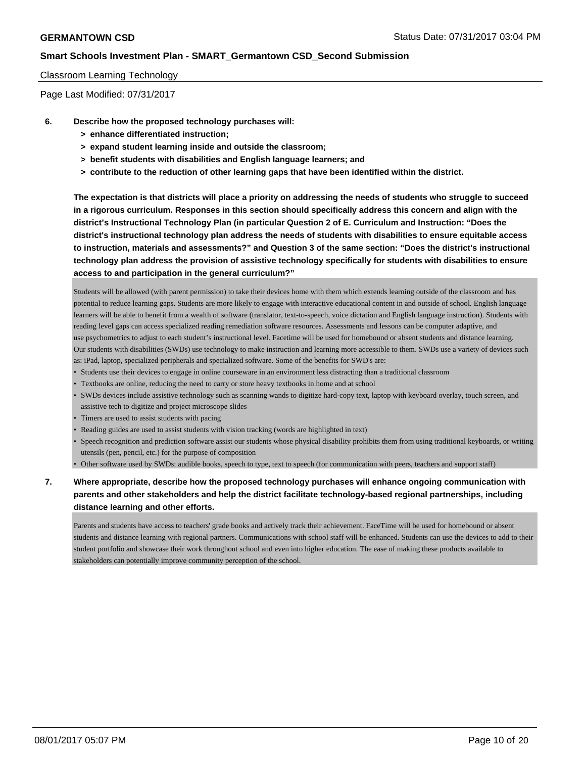Classroom Learning Technology

Page Last Modified: 07/31/2017

**6. Describe how the proposed technology purchases will:**

- **> enhance differentiated instruction;**
- **> expand student learning inside and outside the classroom;**
- **> benefit students with disabilities and English language learners; and**
- **> contribute to the reduction of other learning gaps that have been identified within the district.**

**The expectation is that districts will place a priority on addressing the needs of students who struggle to succeed in a rigorous curriculum. Responses in this section should specifically address this concern and align with the district's Instructional Technology Plan (in particular Question 2 of E. Curriculum and Instruction: "Does the district's instructional technology plan address the needs of students with disabilities to ensure equitable access to instruction, materials and assessments?" and Question 3 of the same section: "Does the district's instructional technology plan address the provision of assistive technology specifically for students with disabilities to ensure access to and participation in the general curriculum?"**

Students will be allowed (with parent permission) to take their devices home with them which extends learning outside of the classroom and has potential to reduce learning gaps. Students are more likely to engage with interactive educational content in and outside of school. English language learners will be able to benefit from a wealth of software (translator, text-to-speech, voice dictation and English language instruction). Students with reading level gaps can access specialized reading remediation software resources. Assessments and lessons can be computer adaptive, and use psychometrics to adjust to each student's instructional level. Facetime will be used for homebound or absent students and distance learning.
Our students with disabilities (SWDs) use technology to make instruction and learning more accessible to them. SWDs use a variety of devices such as: iPad, laptop, specialized peripherals and specialized software. Some of the benefits for SWD's are:

- Students use their devices to engage in online courseware in an environment less distracting than a traditional classroom
- Textbooks are online, reducing the need to carry or store heavy textbooks in home and at school
- SWDs devices include assistive technology such as scanning wands to digitize hard-copy text, laptop with keyboard overlay, touch screen, and assistive tech to digitize and project microscope slides
- Timers are used to assist students with pacing
- Reading guides are used to assist students with vision tracking (words are highlighted in text)
- Speech recognition and prediction software assist our students whose physical disability prohibits them from using traditional keyboards, or writing utensils (pen, pencil, etc.) for the purpose of composition
- Other software used by SWDs: audible books, speech to type, text to speech (for communication with peers, teachers and support staff)

**7. Where appropriate, describe how the proposed technology purchases will enhance ongoing communication with parents and other stakeholders and help the district facilitate technology-based regional partnerships, including distance learning and other efforts.**

Parents and students have access to teachers' grade books and actively track their achievement. FaceTime will be used for homebound or absent students and distance learning with regional partners. Communications with school staff will be enhanced. Students can use the devices to add to their student portfolio and showcase their work throughout school and even into higher education. The ease of making these products available to stakeholders can potentially improve community perception of the school.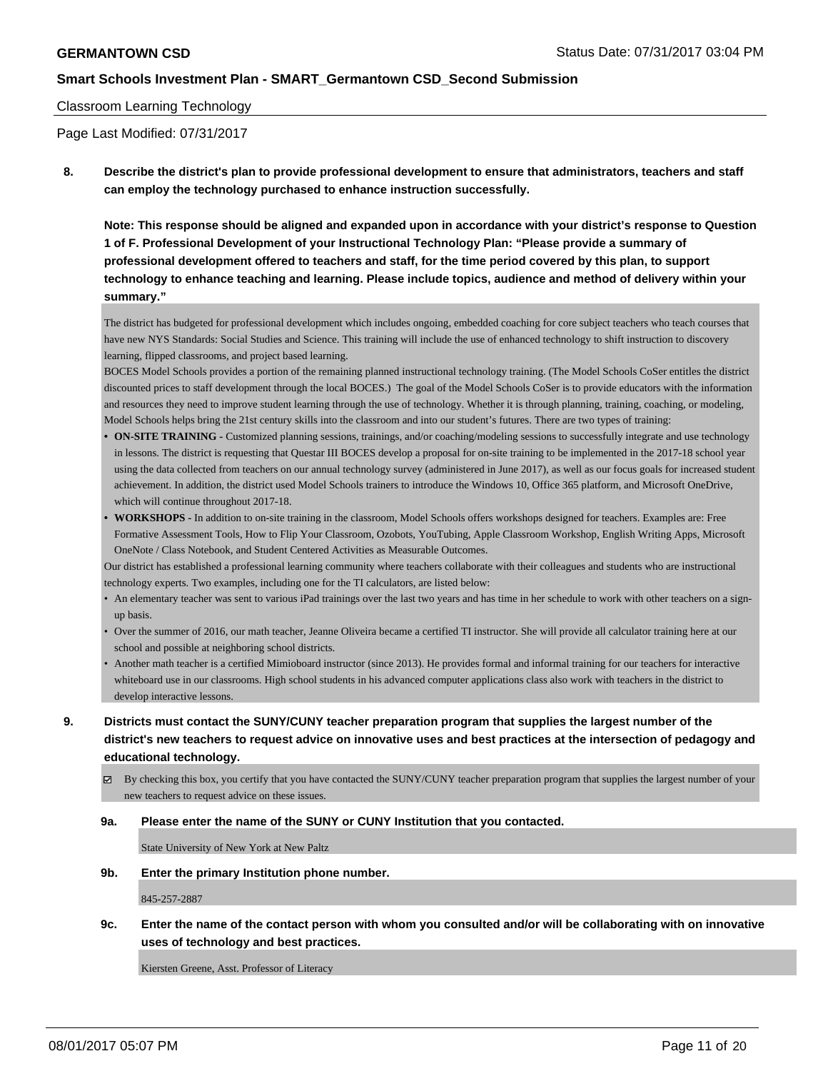Classroom Learning Technology

Page Last Modified: 07/31/2017

**8. Describe the district's plan to provide professional development to ensure that administrators, teachers and staff can employ the technology purchased to enhance instruction successfully.**

**Note: This response should be aligned and expanded upon in accordance with your district's response to Question 1 of F. Professional Development of your Instructional Technology Plan: "Please provide a summary of professional development offered to teachers and staff, for the time period covered by this plan, to support technology to enhance teaching and learning. Please include topics, audience and method of delivery within your summary."**

The district has budgeted for professional development which includes ongoing, embedded coaching for core subject teachers who teach courses that have new NYS Standards: Social Studies and Science. This training will include the use of enhanced technology to shift instruction to discovery learning, flipped classrooms, and project based learning.

BOCES Model Schools provides a portion of the remaining planned instructional technology training. (The Model Schools CoSer entitles the district discounted prices to staff development through the local BOCES.) The goal of the Model Schools CoSer is to provide educators with the information and resources they need to improve student learning through the use of technology. Whether it is through planning, training, coaching, or modeling, Model Schools helps bring the 21st century skills into the classroom and into our student's futures. There are two types of training:

- **ON-SITE TRAINING** - Customized planning sessions, trainings, and/or coaching/modeling sessions to successfully integrate and use technology in lessons. The district is requesting that Questar III BOCES develop a proposal for on-site training to be implemented in the 2017-18 school year using the data collected from teachers on our annual technology survey (administered in June 2017), as well as our focus goals for increased student achievement. In addition, the district used Model Schools trainers to introduce the Windows 10, Office 365 platform, and Microsoft OneDrive, which will continue throughout 2017-18.
- **WORKSHOPS** - In addition to on-site training in the classroom, Model Schools offers workshops designed for teachers. Examples are: Free Formative Assessment Tools, How to Flip Your Classroom, Ozobots, YouTubing, Apple Classroom Workshop, English Writing Apps, Microsoft OneNote / Class Notebook, and Student Centered Activities as Measurable Outcomes.

Our district has established a professional learning community where teachers collaborate with their colleagues and students who are instructional technology experts. Two examples, including one for the TI calculators, are listed below:

- An elementary teacher was sent to various iPad trainings over the last two years and has time in her schedule to work with other teachers on a sign-up basis.
- Over the summer of 2016, our math teacher, Jeanne Oliveira became a certified TI instructor. She will provide all calculator training here at our school and possible at neighboring school districts.
- Another math teacher is a certified Mimioboard instructor (since 2013). He provides formal and informal training for our teachers for interactive whiteboard use in our classrooms. High school students in his advanced computer applications class also work with teachers in the district to develop interactive lessons.

**9. Districts must contact the SUNY/CUNY teacher preparation program that supplies the largest number of the district's new teachers to request advice on innovative uses and best practices at the intersection of pedagogy and educational technology.**

☑ By checking this box, you certify that you have contacted the SUNY/CUNY teacher preparation program that supplies the largest number of your new teachers to request advice on these issues.

**9a. Please enter the name of the SUNY or CUNY Institution that you contacted.**

State University of New York at New Paltz

**9b. Enter the primary Institution phone number.**

845-257-2887

**9c. Enter the name of the contact person with whom you consulted and/or will be collaborating with on innovative uses of technology and best practices.**

Kiersten Greene, Asst. Professor of Literacy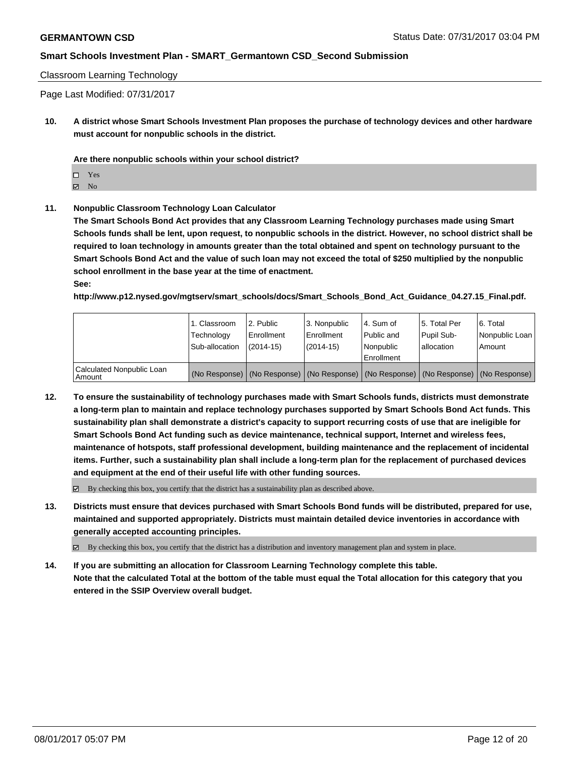Classroom Learning Technology

Page Last Modified: 07/31/2017

**10. A district whose Smart Schools Investment Plan proposes the purchase of technology devices and other hardware must account for nonpublic schools in the district.**

**Are there nonpublic schools within your school district?**

- ☐ Yes
- ☑ No

**11. Nonpublic Classroom Technology Loan Calculator**

**The Smart Schools Bond Act provides that any Classroom Learning Technology purchases made using Smart Schools funds shall be lent, upon request, to nonpublic schools in the district. However, no school district shall be required to loan technology in amounts greater than the total obtained and spent on technology pursuant to the Smart Schools Bond Act and the value of such loan may not exceed the total of $250 multiplied by the nonpublic school enrollment in the base year at the time of enactment.**

**See:**

**http://www.p12.nysed.gov/mgtserv/smart_schools/docs/Smart_Schools_Bond_Act_Guidance_04.27.15_Final.pdf.**

| | 1. Classroom Technology Sub-allocation | 2. Public Enrollment (2014-15) | 3. Nonpublic Enrollment (2014-15) | 4. Sum of Public and Nonpublic Enrollment | 5. Total Per Pupil Sub-allocation | 6. Total Nonpublic Loan Amount |
|---|---|---|---|---|---|---|
| Calculated Nonpublic Loan Amount | (No Response) | (No Response) | (No Response) | (No Response) | (No Response) | (No Response) |

**12. To ensure the sustainability of technology purchases made with Smart Schools funds, districts must demonstrate a long-term plan to maintain and replace technology purchases supported by Smart Schools Bond Act funds. This sustainability plan shall demonstrate a district's capacity to support recurring costs of use that are ineligible for Smart Schools Bond Act funding such as device maintenance, technical support, Internet and wireless fees, maintenance of hotspots, staff professional development, building maintenance and the replacement of incidental items. Further, such a sustainability plan shall include a long-term plan for the replacement of purchased devices and equipment at the end of their useful life with other funding sources.**

☑ By checking this box, you certify that the district has a sustainability plan as described above.

**13. Districts must ensure that devices purchased with Smart Schools Bond funds will be distributed, prepared for use, maintained and supported appropriately. Districts must maintain detailed device inventories in accordance with generally accepted accounting principles.**

☑ By checking this box, you certify that the district has a distribution and inventory management plan and system in place.

**14. If you are submitting an allocation for Classroom Learning Technology complete this table. Note that the calculated Total at the bottom of the table must equal the Total allocation for this category that you entered in the SSIP Overview overall budget.**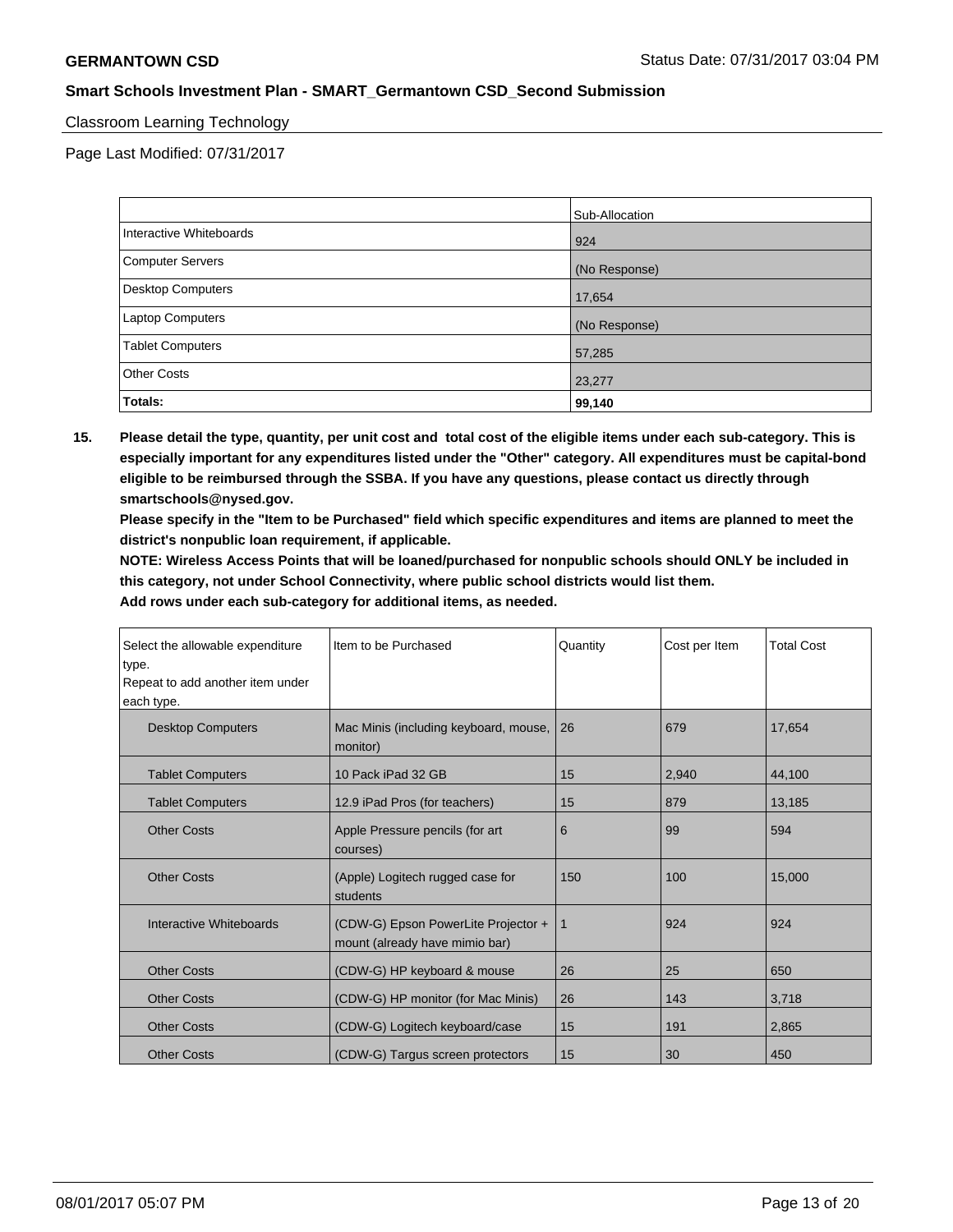Classroom Learning Technology

Page Last Modified: 07/31/2017

| | Sub-Allocation |
|---|---|
| Interactive Whiteboards | 924 |
| Computer Servers | (No Response) |
| Desktop Computers | 17,654 |
| Laptop Computers | (No Response) |
| Tablet Computers | 57,285 |
| Other Costs | 23,277 |
| **Totals:** | **99,140** |

**15. Please detail the type, quantity, per unit cost and total cost of the eligible items under each sub-category. This is especially important for any expenditures listed under the "Other" category. All expenditures must be capital-bond eligible to be reimbursed through the SSBA. If you have any questions, please contact us directly through smartschools@nysed.gov.**

**Please specify in the "Item to be Purchased" field which specific expenditures and items are planned to meet the district's nonpublic loan requirement, if applicable.**

**NOTE: Wireless Access Points that will be loaned/purchased for nonpublic schools should ONLY be included in this category, not under School Connectivity, where public school districts would list them.**

**Add rows under each sub-category for additional items, as needed.**

| Select the allowable expenditure type. Repeat to add another item under each type. | Item to be Purchased | Quantity | Cost per Item | Total Cost |
|---|---|---|---|---|
| Desktop Computers | Mac Minis (including keyboard, mouse, monitor) | 26 | 679 | 17,654 |
| Tablet Computers | 10 Pack iPad 32 GB | 15 | 2,940 | 44,100 |
| Tablet Computers | 12.9 iPad Pros (for teachers) | 15 | 879 | 13,185 |
| Other Costs | Apple Pressure pencils (for art courses) | 6 | 99 | 594 |
| Other Costs | (Apple) Logitech rugged case for students | 150 | 100 | 15,000 |
| Interactive Whiteboards | (CDW-G) Epson PowerLite Projector + mount (already have mimio bar) | 1 | 924 | 924 |
| Other Costs | (CDW-G) HP keyboard & mouse | 26 | 25 | 650 |
| Other Costs | (CDW-G) HP monitor (for Mac Minis) | 26 | 143 | 3,718 |
| Other Costs | (CDW-G) Logitech keyboard/case | 15 | 191 | 2,865 |
| Other Costs | (CDW-G) Targus screen protectors | 15 | 30 | 450 |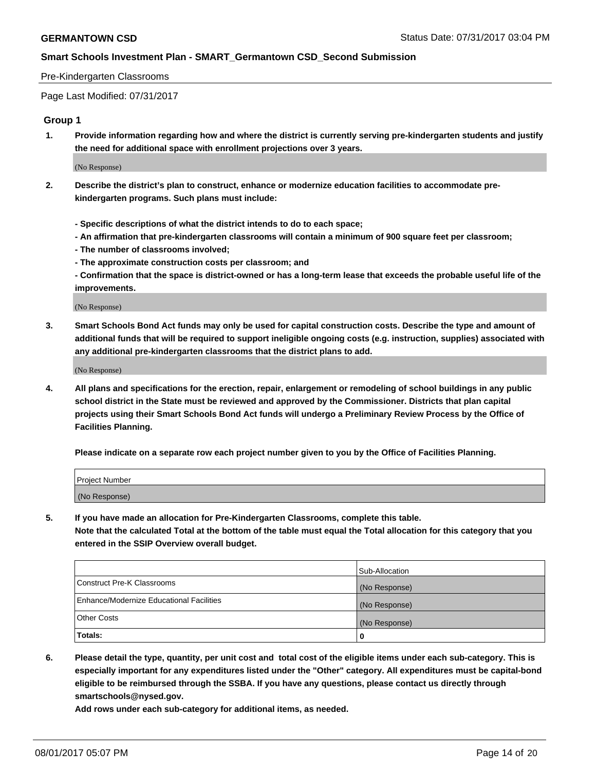Pre-Kindergarten Classrooms

Page Last Modified: 07/31/2017

## Group 1

**1. Provide information regarding how and where the district is currently serving pre-kindergarten students and justify the need for additional space with enrollment projections over 3 years.**

(No Response)

**2. Describe the district's plan to construct, enhance or modernize education facilities to accommodate pre-kindergarten programs. Such plans must include:**

**- Specific descriptions of what the district intends to do to each space;**
**- An affirmation that pre-kindergarten classrooms will contain a minimum of 900 square feet per classroom;**
**- The number of classrooms involved;**
**- The approximate construction costs per classroom; and**
**- Confirmation that the space is district-owned or has a long-term lease that exceeds the probable useful life of the improvements.**

(No Response)

**3. Smart Schools Bond Act funds may only be used for capital construction costs. Describe the type and amount of additional funds that will be required to support ineligible ongoing costs (e.g. instruction, supplies) associated with any additional pre-kindergarten classrooms that the district plans to add.**

(No Response)

**4. All plans and specifications for the erection, repair, enlargement or remodeling of school buildings in any public school district in the State must be reviewed and approved by the Commissioner. Districts that plan capital projects using their Smart Schools Bond Act funds will undergo a Preliminary Review Process by the Office of Facilities Planning.**

**Please indicate on a separate row each project number given to you by the Office of Facilities Planning.**

| Project Number |
| --- |
| (No Response) |

**5. If you have made an allocation for Pre-Kindergarten Classrooms, complete this table.**
**Note that the calculated Total at the bottom of the table must equal the Total allocation for this category that you entered in the SSIP Overview overall budget.**

| | Sub-Allocation |
| --- | --- |
| Construct Pre-K Classrooms | (No Response) |
| Enhance/Modernize Educational Facilities | (No Response) |
| Other Costs | (No Response) |
| **Totals:** | **0** |

**6. Please detail the type, quantity, per unit cost and total cost of the eligible items under each sub-category. This is especially important for any expenditures listed under the "Other" category. All expenditures must be capital-bond eligible to be reimbursed through the SSBA. If you have any questions, please contact us directly through smartschools@nysed.gov.**
**Add rows under each sub-category for additional items, as needed.**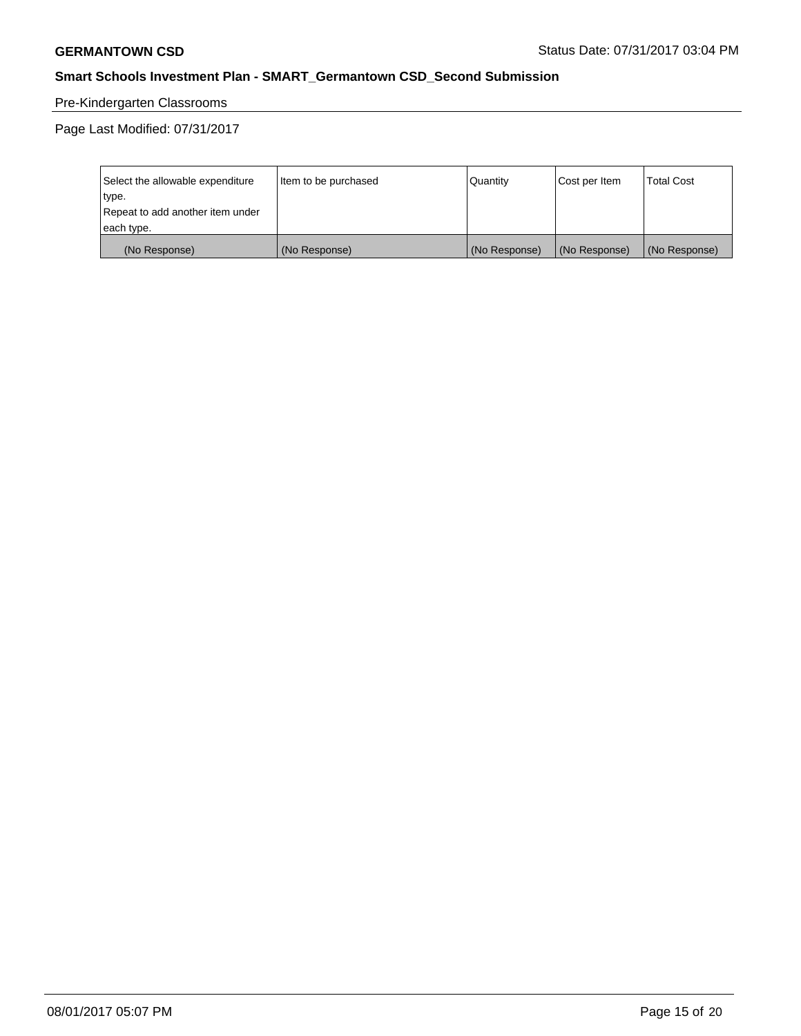Pre-Kindergarten Classrooms

Page Last Modified: 07/31/2017

| Select the allowable expenditure type.<br>Repeat to add another item under each type. | Item to be purchased | Quantity | Cost per Item | Total Cost |
|---|---|---|---|---|
| (No Response) | (No Response) | (No Response) | (No Response) | (No Response) |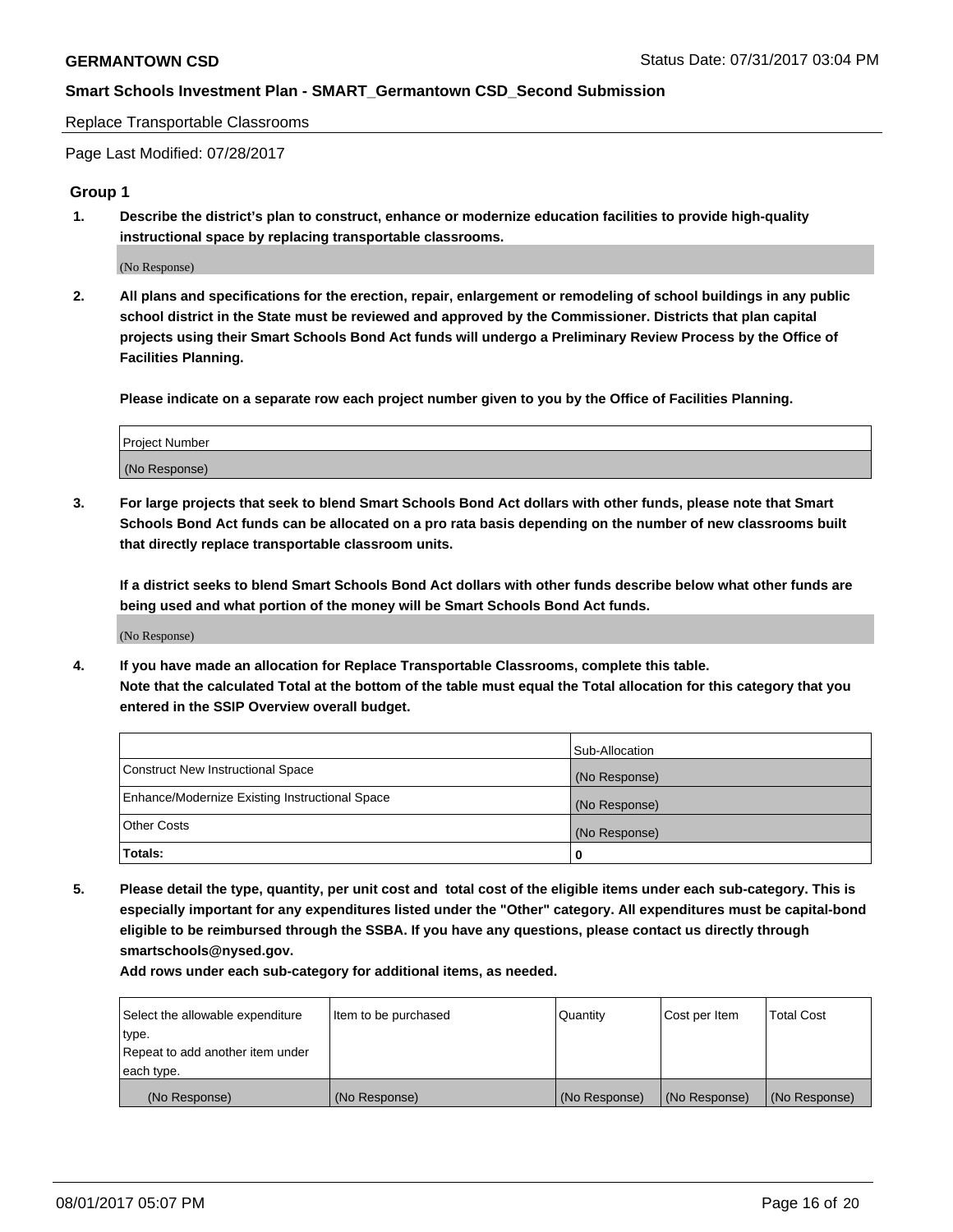Replace Transportable Classrooms

Page Last Modified: 07/28/2017

## Group 1

**1. Describe the district's plan to construct, enhance or modernize education facilities to provide high-quality instructional space by replacing transportable classrooms.**

(No Response)

**2. All plans and specifications for the erection, repair, enlargement or remodeling of school buildings in any public school district in the State must be reviewed and approved by the Commissioner. Districts that plan capital projects using their Smart Schools Bond Act funds will undergo a Preliminary Review Process by the Office of Facilities Planning.**

**Please indicate on a separate row each project number given to you by the Office of Facilities Planning.**

| Project Number |
| --- |
| (No Response) |

**3. For large projects that seek to blend Smart Schools Bond Act dollars with other funds, please note that Smart Schools Bond Act funds can be allocated on a pro rata basis depending on the number of new classrooms built that directly replace transportable classroom units.**

**If a district seeks to blend Smart Schools Bond Act dollars with other funds describe below what other funds are being used and what portion of the money will be Smart Schools Bond Act funds.**

(No Response)

**4. If you have made an allocation for Replace Transportable Classrooms, complete this table. Note that the calculated Total at the bottom of the table must equal the Total allocation for this category that you entered in the SSIP Overview overall budget.**

| | Sub-Allocation |
| --- | --- |
| Construct New Instructional Space | (No Response) |
| Enhance/Modernize Existing Instructional Space | (No Response) |
| Other Costs | (No Response) |
| **Totals:** | **0** |

**5. Please detail the type, quantity, per unit cost and total cost of the eligible items under each sub-category. This is especially important for any expenditures listed under the "Other" category. All expenditures must be capital-bond eligible to be reimbursed through the SSBA. If you have any questions, please contact us directly through smartschools@nysed.gov.**

**Add rows under each sub-category for additional items, as needed.**

| Select the allowable expenditure type. Repeat to add another item under each type. | Item to be purchased | Quantity | Cost per Item | Total Cost |
| --- | --- | --- | --- | --- |
| (No Response) | (No Response) | (No Response) | (No Response) | (No Response) |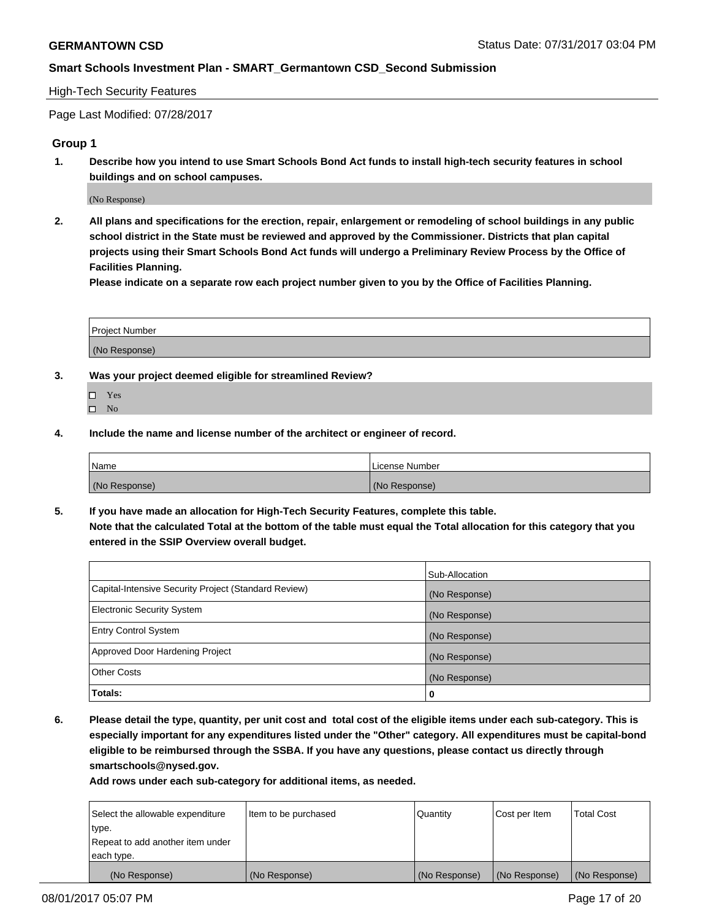High-Tech Security Features

Page Last Modified: 07/28/2017

## Group 1

**1. Describe how you intend to use Smart Schools Bond Act funds to install high-tech security features in school buildings and on school campuses.**

(No Response)

**2. All plans and specifications for the erection, repair, enlargement or remodeling of school buildings in any public school district in the State must be reviewed and approved by the Commissioner. Districts that plan capital projects using their Smart Schools Bond Act funds will undergo a Preliminary Review Process by the Office of Facilities Planning.**

**Please indicate on a separate row each project number given to you by the Office of Facilities Planning.**

| Project Number |
|---|
| (No Response) |

**3. Was your project deemed eligible for streamlined Review?**

- ☐ Yes
- ☐ No

**4. Include the name and license number of the architect or engineer of record.**

| Name | License Number |
|---|---|
| (No Response) | (No Response) |

**5. If you have made an allocation for High-Tech Security Features, complete this table.**
**Note that the calculated Total at the bottom of the table must equal the Total allocation for this category that you entered in the SSIP Overview overall budget.**

| | Sub-Allocation |
|---|---|
| Capital-Intensive Security Project (Standard Review) | (No Response) |
| Electronic Security System | (No Response) |
| Entry Control System | (No Response) |
| Approved Door Hardening Project | (No Response) |
| Other Costs | (No Response) |
| **Totals:** | **0** |

**6. Please detail the type, quantity, per unit cost and total cost of the eligible items under each sub-category. This is especially important for any expenditures listed under the "Other" category. All expenditures must be capital-bond eligible to be reimbursed through the SSBA. If you have any questions, please contact us directly through smartschools@nysed.gov.**

**Add rows under each sub-category for additional items, as needed.**

| Select the allowable expenditure type. Repeat to add another item under each type. | Item to be purchased | Quantity | Cost per Item | Total Cost |
|---|---|---|---|---|
| (No Response) | (No Response) | (No Response) | (No Response) | (No Response) |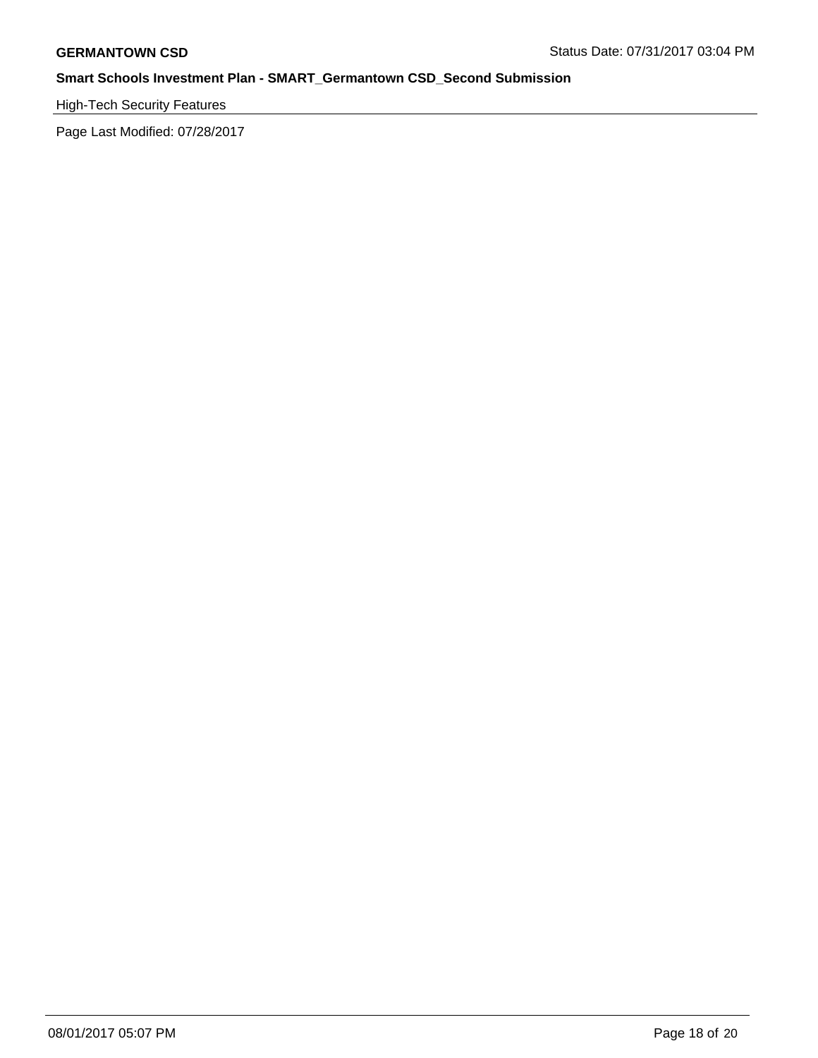High-Tech Security Features

Page Last Modified: 07/28/2017